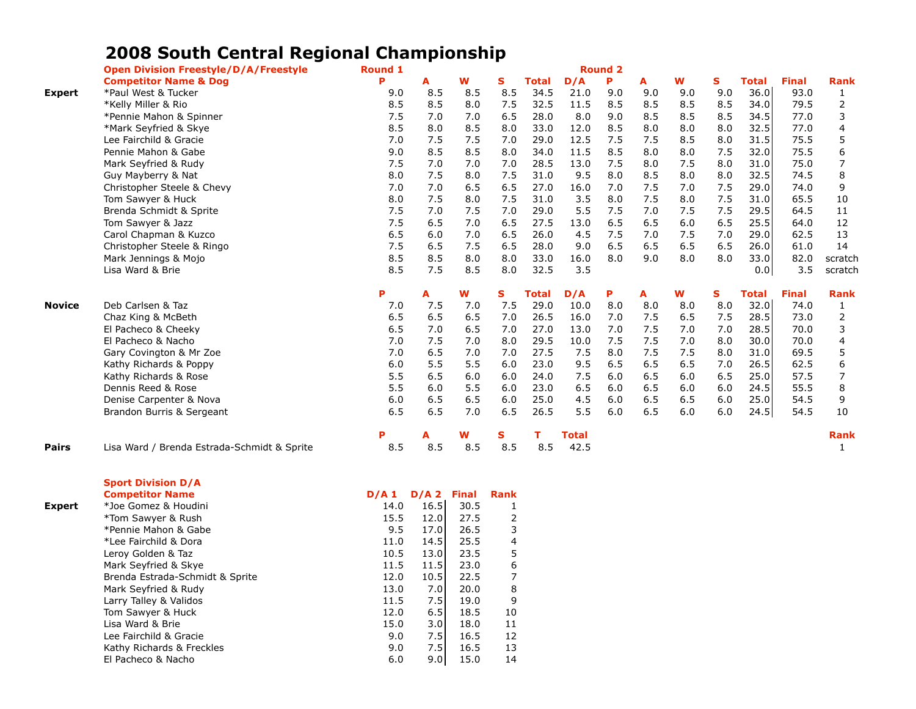# 2008 South Central Regional Championship

## Open Division Freestyle/D/A/Freestyle

| | Competitor Name & Dog | Round 1 P | A | W | S | Total | D/A | Round 2 P | A | W | S | Total | Final | Rank |
|---|---|---|---|---|---|---|---|---|---|---|---|---|---|---|
| Expert | *Paul West & Tucker | 9.0 | 8.5 | 8.5 | 8.5 | 34.5 | 21.0 | 9.0 | 9.0 | 9.0 | 9.0 | 36.0 | 93.0 | 1 |
| | *Kelly Miller & Rio | 8.5 | 8.5 | 8.0 | 7.5 | 32.5 | 11.5 | 8.5 | 8.5 | 8.5 | 8.5 | 34.0 | 79.5 | 2 |
| | *Pennie Mahon & Spinner | 7.5 | 7.0 | 7.0 | 6.5 | 28.0 | 8.0 | 9.0 | 8.5 | 8.5 | 8.5 | 34.5 | 77.0 | 3 |
| | *Mark Seyfried & Skye | 8.5 | 8.0 | 8.5 | 8.0 | 33.0 | 12.0 | 8.5 | 8.0 | 8.0 | 8.0 | 32.5 | 77.0 | 4 |
| | Lee Fairchild & Gracie | 7.0 | 7.5 | 7.5 | 7.0 | 29.0 | 12.5 | 7.5 | 7.5 | 8.5 | 8.0 | 31.5 | 75.5 | 5 |
| | Pennie Mahon & Gabe | 9.0 | 8.5 | 8.5 | 8.0 | 34.0 | 11.5 | 8.5 | 8.0 | 8.0 | 7.5 | 32.0 | 75.5 | 6 |
| | Mark Seyfried & Rudy | 7.5 | 7.0 | 7.0 | 7.0 | 28.5 | 13.0 | 7.5 | 8.0 | 7.5 | 8.0 | 31.0 | 75.0 | 7 |
| | Guy Mayberry & Nat | 8.0 | 7.5 | 8.0 | 7.5 | 31.0 | 9.5 | 8.0 | 8.5 | 8.0 | 8.0 | 32.5 | 74.5 | 8 |
| | Christopher Steele & Chevy | 7.0 | 7.0 | 6.5 | 6.5 | 27.0 | 16.0 | 7.0 | 7.5 | 7.0 | 7.5 | 29.0 | 74.0 | 9 |
| | Tom Sawyer & Huck | 8.0 | 7.5 | 8.0 | 7.5 | 31.0 | 3.5 | 8.0 | 7.5 | 8.0 | 7.5 | 31.0 | 65.5 | 10 |
| | Brenda Schmidt & Sprite | 7.5 | 7.0 | 7.5 | 7.0 | 29.0 | 5.5 | 7.5 | 7.0 | 7.5 | 7.5 | 29.5 | 64.5 | 11 |
| | Tom Sawyer & Jazz | 7.5 | 6.5 | 7.0 | 6.5 | 27.5 | 13.0 | 6.5 | 6.5 | 6.0 | 6.5 | 25.5 | 64.0 | 12 |
| | Carol Chapman & Kuzco | 6.5 | 6.0 | 7.0 | 6.5 | 26.0 | 4.5 | 7.5 | 7.0 | 7.5 | 7.0 | 29.0 | 62.5 | 13 |
| | Christopher Steele & Ringo | 7.5 | 6.5 | 7.5 | 6.5 | 28.0 | 9.0 | 6.5 | 6.5 | 6.5 | 6.5 | 26.0 | 61.0 | 14 |
| | Mark Jennings & Mojo | 8.5 | 8.5 | 8.0 | 8.0 | 33.0 | 16.0 | 8.0 | 9.0 | 8.0 | 8.0 | 33.0 | 82.0 | scratch |
| | Lisa Ward & Brie | 8.5 | 7.5 | 8.5 | 8.0 | 32.5 | 3.5 | | | | | 0.0 | 3.5 | scratch |

| | Competitor Name & Dog | P | A | W | S | Total | D/A | P | A | W | S | Total | Final | Rank |
|---|---|---|---|---|---|---|---|---|---|---|---|---|---|---|
| Novice | Deb Carlsen & Taz | 7.0 | 7.5 | 7.0 | 7.5 | 29.0 | 10.0 | 8.0 | 8.0 | 8.0 | 8.0 | 32.0 | 74.0 | 1 |
| | Chaz King & McBeth | 6.5 | 6.5 | 6.5 | 7.0 | 26.5 | 16.0 | 7.0 | 7.5 | 6.5 | 7.5 | 28.5 | 73.0 | 2 |
| | El Pacheco & Cheeky | 6.5 | 7.0 | 6.5 | 7.0 | 27.0 | 13.0 | 7.0 | 7.5 | 7.0 | 7.0 | 28.5 | 70.0 | 3 |
| | El Pacheco & Nacho | 7.0 | 7.5 | 7.0 | 8.0 | 29.5 | 10.0 | 7.5 | 7.5 | 7.0 | 8.0 | 30.0 | 70.0 | 4 |
| | Gary Covington & Mr Zoe | 7.0 | 6.5 | 7.0 | 7.0 | 27.5 | 7.5 | 8.0 | 7.5 | 7.5 | 8.0 | 31.0 | 69.5 | 5 |
| | Kathy Richards & Poppy | 6.0 | 5.5 | 5.5 | 6.0 | 23.0 | 9.5 | 6.5 | 6.5 | 6.5 | 7.0 | 26.5 | 62.5 | 6 |
| | Kathy Richards & Rose | 5.5 | 6.5 | 6.0 | 6.0 | 24.0 | 7.5 | 6.0 | 6.5 | 6.0 | 6.5 | 25.0 | 57.5 | 7 |
| | Dennis Reed & Rose | 5.5 | 6.0 | 5.5 | 6.0 | 23.0 | 6.5 | 6.0 | 6.5 | 6.0 | 6.0 | 24.5 | 55.5 | 8 |
| | Denise Carpenter & Nova | 6.0 | 6.5 | 6.5 | 6.0 | 25.0 | 4.5 | 6.0 | 6.5 | 6.5 | 6.0 | 25.0 | 54.5 | 9 |
| | Brandon Burris & Sergeant | 6.5 | 6.5 | 7.0 | 6.5 | 26.5 | 5.5 | 6.0 | 6.5 | 6.0 | 6.0 | 24.5 | 54.5 | 10 |

| | Competitor Name & Dog | P | A | W | S | T | Total | Rank |
|---|---|---|---|---|---|---|---|---|
| Pairs | Lisa Ward / Brenda Estrada-Schmidt & Sprite | 8.5 | 8.5 | 8.5 | 8.5 | 8.5 | 42.5 | 1 |

## Sport Division D/A

| | Competitor Name | D/A 1 | D/A 2 | Final | Rank |
|---|---|---|---|---|---|
| Expert | *Joe Gomez & Houdini | 14.0 | 16.5 | 30.5 | 1 |
| | *Tom Sawyer & Rush | 15.5 | 12.0 | 27.5 | 2 |
| | *Pennie Mahon & Gabe | 9.5 | 17.0 | 26.5 | 3 |
| | *Lee Fairchild & Dora | 11.0 | 14.5 | 25.5 | 4 |
| | Leroy Golden & Taz | 10.5 | 13.0 | 23.5 | 5 |
| | Mark Seyfried & Skye | 11.5 | 11.5 | 23.0 | 6 |
| | Brenda Estrada-Schmidt & Sprite | 12.0 | 10.5 | 22.5 | 7 |
| | Mark Seyfried & Rudy | 13.0 | 7.0 | 20.0 | 8 |
| | Larry Talley & Validos | 11.5 | 7.5 | 19.0 | 9 |
| | Tom Sawyer & Huck | 12.0 | 6.5 | 18.5 | 10 |
| | Lisa Ward & Brie | 15.0 | 3.0 | 18.0 | 11 |
| | Lee Fairchild & Gracie | 9.0 | 7.5 | 16.5 | 12 |
| | Kathy Richards & Freckles | 9.0 | 7.5 | 16.5 | 13 |
| | El Pacheco & Nacho | 6.0 | 9.0 | 15.0 | 14 |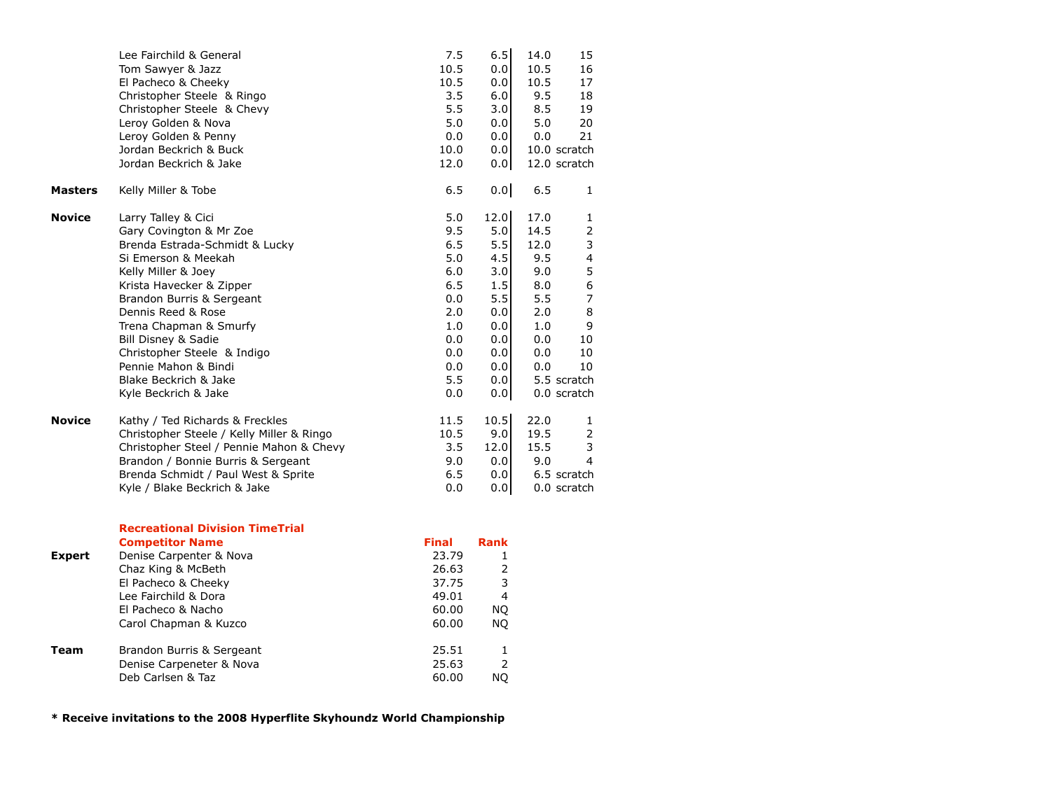| | | | | | |
|---|---|---|---|---|---|
| | Lee Fairchild & General | 7.5 | 6.5 | 14.0 | 15 |
| | Tom Sawyer & Jazz | 10.5 | 0.0 | 10.5 | 16 |
| | El Pacheco & Cheeky | 10.5 | 0.0 | 10.5 | 17 |
| | Christopher Steele & Ringo | 3.5 | 6.0 | 9.5 | 18 |
| | Christopher Steele & Chevy | 5.5 | 3.0 | 8.5 | 19 |
| | Leroy Golden & Nova | 5.0 | 0.0 | 5.0 | 20 |
| | Leroy Golden & Penny | 0.0 | 0.0 | 0.0 | 21 |
| | Jordan Beckrich & Buck | 10.0 | 0.0 | 10.0 | scratch |
| | Jordan Beckrich & Jake | 12.0 | 0.0 | 12.0 | scratch |
| **Masters** | Kelly Miller & Tobe | 6.5 | 0.0 | 6.5 | 1 |
| **Novice** | Larry Talley & Cici | 5.0 | 12.0 | 17.0 | 1 |
| | Gary Covington & Mr Zoe | 9.5 | 5.0 | 14.5 | 2 |
| | Brenda Estrada-Schmidt & Lucky | 6.5 | 5.5 | 12.0 | 3 |
| | Si Emerson & Meekah | 5.0 | 4.5 | 9.5 | 4 |
| | Kelly Miller & Joey | 6.0 | 3.0 | 9.0 | 5 |
| | Krista Havecker & Zipper | 6.5 | 1.5 | 8.0 | 6 |
| | Brandon Burris & Sergeant | 0.0 | 5.5 | 5.5 | 7 |
| | Dennis Reed & Rose | 2.0 | 0.0 | 2.0 | 8 |
| | Trena Chapman & Smurfy | 1.0 | 0.0 | 1.0 | 9 |
| | Bill Disney & Sadie | 0.0 | 0.0 | 0.0 | 10 |
| | Christopher Steele & Indigo | 0.0 | 0.0 | 0.0 | 10 |
| | Pennie Mahon & Bindi | 0.0 | 0.0 | 0.0 | 10 |
| | Blake Beckrich & Jake | 5.5 | 0.0 | 5.5 | scratch |
| | Kyle Beckrich & Jake | 0.0 | 0.0 | 0.0 | scratch |
| **Novice** | Kathy / Ted Richards & Freckles | 11.5 | 10.5 | 22.0 | 1 |
| | Christopher Steele / Kelly Miller & Ringo | 10.5 | 9.0 | 19.5 | 2 |
| | Christopher Steel / Pennie Mahon & Chevy | 3.5 | 12.0 | 15.5 | 3 |
| | Brandon / Bonnie Burris & Sergeant | 9.0 | 0.0 | 9.0 | 4 |
| | Brenda Schmidt / Paul West & Sprite | 6.5 | 0.0 | 6.5 | scratch |
| | Kyle / Blake Beckrich & Jake | 0.0 | 0.0 | 0.0 | scratch |

**Recreational Division TimeTrial**

| | Competitor Name | Final | Rank |
|---|---|---|---|
| **Expert** | Denise Carpenter & Nova | 23.79 | 1 |
| | Chaz King & McBeth | 26.63 | 2 |
| | El Pacheco & Cheeky | 37.75 | 3 |
| | Lee Fairchild & Dora | 49.01 | 4 |
| | El Pacheco & Nacho | 60.00 | NQ |
| | Carol Chapman & Kuzco | 60.00 | NQ |
| **Team** | Brandon Burris & Sergeant | 25.51 | 1 |
| | Denise Carpeneter & Nova | 25.63 | 2 |
| | Deb Carlsen & Taz | 60.00 | NQ |

**\* Receive invitations to the 2008 Hyperflite Skyhoundz World Championship**